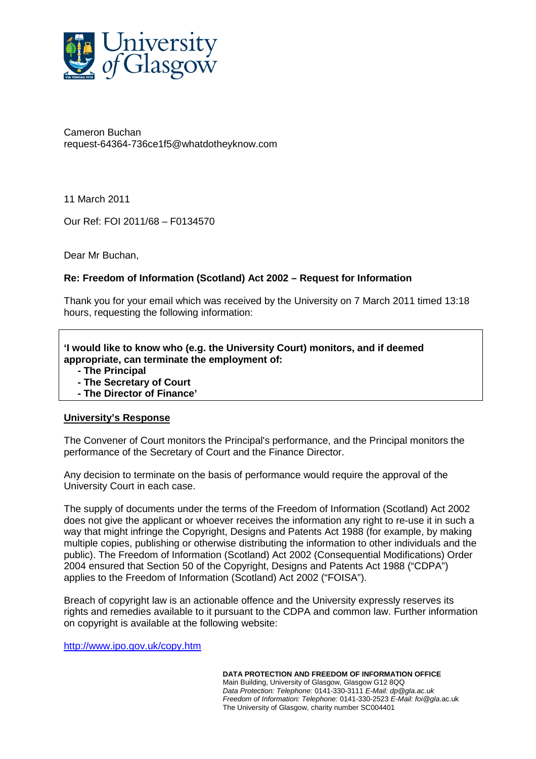Cameron Buchan
request-64364-736ce1f5@whatdotheyknow.com

11 March 2011

Our Ref: FOI 2011/68 – F0134570

Dear Mr Buchan,

**Re: Freedom of Information (Scotland) Act 2002 – Request for Information**

Thank you for your email which was received by the University on 7 March 2011 timed 13:18 hours, requesting the following information:

> **'I would like to know who (e.g. the University Court) monitors, and if deemed appropriate, can terminate the employment of:**
> **- The Principal**
> **- The Secretary of Court**
> **- The Director of Finance'**

**University's Response**

The Convener of Court monitors the Principal's performance, and the Principal monitors the performance of the Secretary of Court and the Finance Director.

Any decision to terminate on the basis of performance would require the approval of the University Court in each case.

The supply of documents under the terms of the Freedom of Information (Scotland) Act 2002 does not give the applicant or whoever receives the information any right to re-use it in such a way that might infringe the Copyright, Designs and Patents Act 1988 (for example, by making multiple copies, publishing or otherwise distributing the information to other individuals and the public). The Freedom of Information (Scotland) Act 2002 (Consequential Modifications) Order 2004 ensured that Section 50 of the Copyright, Designs and Patents Act 1988 ("CDPA") applies to the Freedom of Information (Scotland) Act 2002 ("FOISA").

Breach of copyright law is an actionable offence and the University expressly reserves its rights and remedies available to it pursuant to the CDPA and common law. Further information on copyright is available at the following website:

http://www.ipo.gov.uk/copy.htm

**DATA PROTECTION AND FREEDOM OF INFORMATION OFFICE**
Main Building, University of Glasgow, Glasgow G12 8QQ
*Data Protection: Telephone:* 0141-330-3111 *E-Mail: dp@gla.ac.uk*
*Freedom of Information: Telephone:* 0141-330-2523 *E-Mail: foi@gla*.ac.uk
The University of Glasgow, charity number SC004401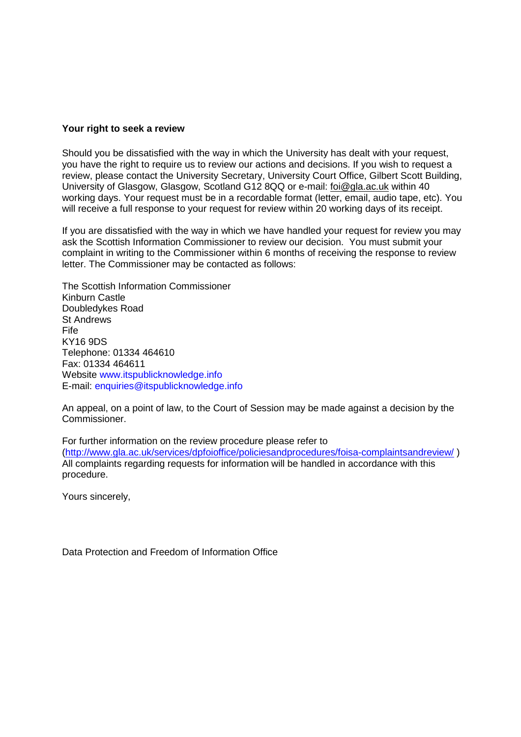**Your right to seek a review**

Should you be dissatisfied with the way in which the University has dealt with your request, you have the right to require us to review our actions and decisions. If you wish to request a review, please contact the University Secretary, University Court Office, Gilbert Scott Building, University of Glasgow, Glasgow, Scotland G12 8QQ or e-mail: foi@gla.ac.uk within 40 working days. Your request must be in a recordable format (letter, email, audio tape, etc). You will receive a full response to your request for review within 20 working days of its receipt.

If you are dissatisfied with the way in which we have handled your request for review you may ask the Scottish Information Commissioner to review our decision. You must submit your complaint in writing to the Commissioner within 6 months of receiving the response to review letter. The Commissioner may be contacted as follows:

The Scottish Information Commissioner
Kinburn Castle
Doubledykes Road
St Andrews
Fife
KY16 9DS
Telephone: 01334 464610
Fax: 01334 464611
Website www.itspublicknowledge.info
E-mail: enquiries@itspublicknowledge.info

An appeal, on a point of law, to the Court of Session may be made against a decision by the Commissioner.

For further information on the review procedure please refer to (http://www.gla.ac.uk/services/dpfoioffice/policiesandprocedures/foisa-complaintsandreview/ ) All complaints regarding requests for information will be handled in accordance with this procedure.

Yours sincerely,

Data Protection and Freedom of Information Office